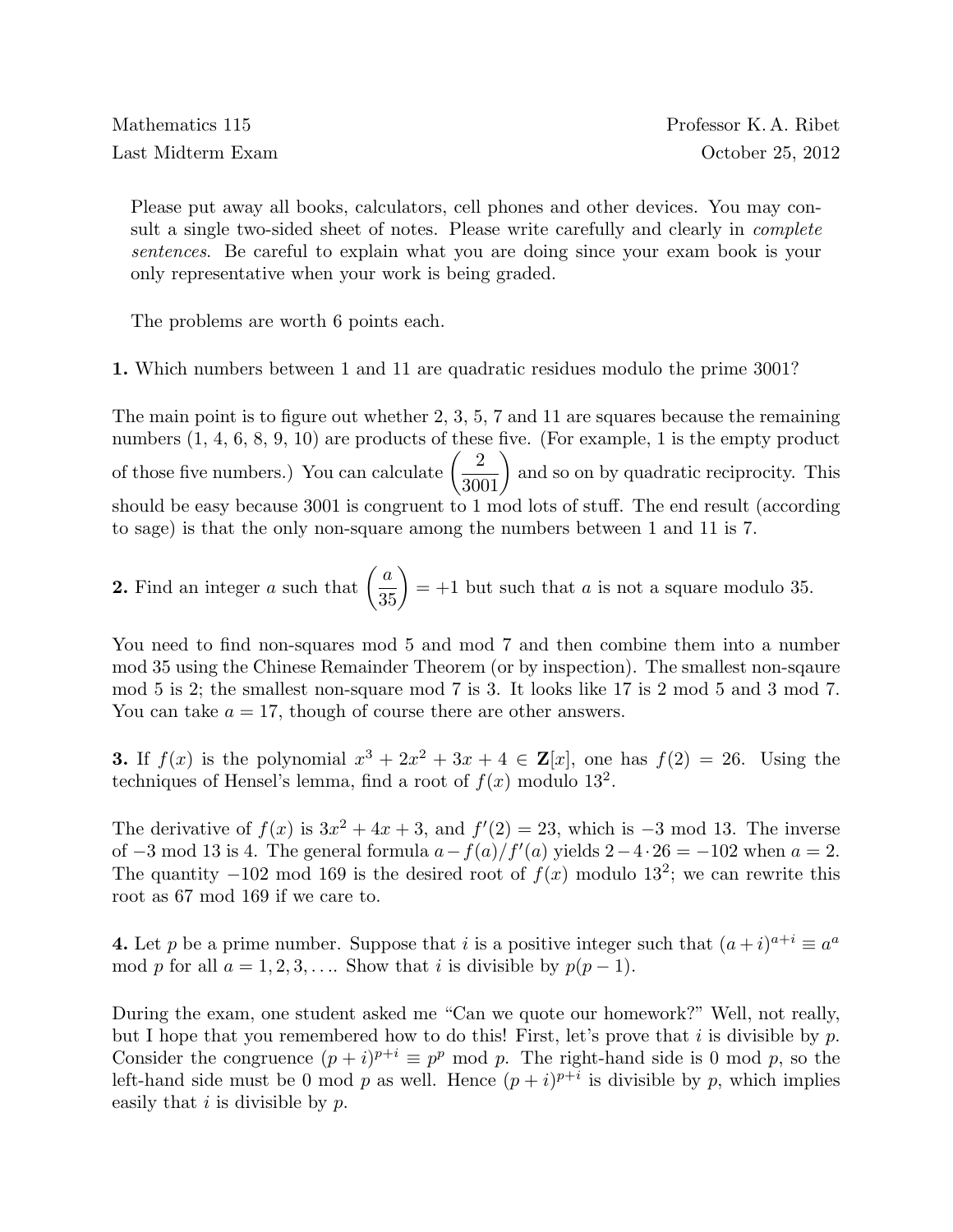Mathematics 115 — Professor K. A. Ribet

Last Midterm Exam — October 25, 2012

Please put away all books, calculators, cell phones and other devices. You may consult a single two-sided sheet of notes. Please write carefully and clearly in *complete sentences*. Be careful to explain what you are doing since your exam book is your only representative when your work is being graded.

The problems are worth 6 points each.

**1.** Which numbers between 1 and 11 are quadratic residues modulo the prime 3001?

The main point is to figure out whether 2, 3, 5, 7 and 11 are squares because the remaining numbers (1, 4, 6, 8, 9, 10) are products of these five. (For example, 1 is the empty product of those five numbers.) You can calculate $\left(\dfrac{2}{3001}\right)$ and so on by quadratic reciprocity. This should be easy because 3001 is congruent to 1 mod lots of stuff. The end result (according to sage) is that the only non-square among the numbers between 1 and 11 is 7.

**2.** Find an integer $a$ such that $\left(\dfrac{a}{35}\right) = +1$ but such that $a$ is not a square modulo 35.

You need to find non-squares mod 5 and mod 7 and then combine them into a number mod 35 using the Chinese Remainder Theorem (or by inspection). The smallest non-sqaure mod 5 is 2; the smallest non-square mod 7 is 3. It looks like 17 is 2 mod 5 and 3 mod 7. You can take $a = 17$, though of course there are other answers.

**3.** If $f(x)$ is the polynomial $x^3 + 2x^2 + 3x + 4 \in \mathbf{Z}[x]$, one has $f(2) = 26$. Using the techniques of Hensel's lemma, find a root of $f(x)$ modulo $13^2$.

The derivative of $f(x)$ is $3x^2 + 4x + 3$, and $f'(2) = 23$, which is $-3$ mod 13. The inverse of $-3$ mod 13 is 4. The general formula $a - f(a)/f'(a)$ yields $2 - 4 \cdot 26 = -102$ when $a = 2$. The quantity $-102$ mod 169 is the desired root of $f(x)$ modulo $13^2$; we can rewrite this root as 67 mod 169 if we care to.

**4.** Let $p$ be a prime number. Suppose that $i$ is a positive integer such that $(a+i)^{a+i} \equiv a^a$ mod $p$ for all $a = 1, 2, 3, \ldots$. Show that $i$ is divisible by $p(p-1)$.

During the exam, one student asked me "Can we quote our homework?" Well, not really, but I hope that you remembered how to do this! First, let's prove that $i$ is divisible by $p$. Consider the congruence $(p+i)^{p+i} \equiv p^p$ mod $p$. The right-hand side is 0 mod $p$, so the left-hand side must be 0 mod $p$ as well. Hence $(p+i)^{p+i}$ is divisible by $p$, which implies easily that $i$ is divisible by $p$.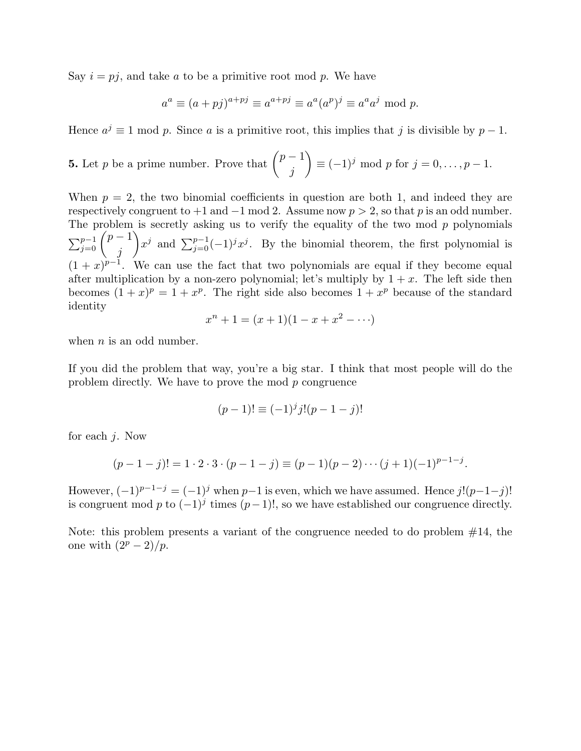Say $i = pj$, and take $a$ to be a primitive root mod $p$. We have

$$a^a \equiv (a + pj)^{a+pj} \equiv a^{a+pj} \equiv a^a (a^p)^j \equiv a^a a^j \bmod p.$$

Hence $a^j \equiv 1 \bmod p$. Since $a$ is a primitive root, this implies that $j$ is divisible by $p - 1$.

**5.** Let $p$ be a prime number. Prove that $\binom{p-1}{j} \equiv (-1)^j \bmod p$ for $j = 0, \ldots, p-1$.

When $p = 2$, the two binomial coefficients in question are both 1, and indeed they are respectively congruent to $+1$ and $-1$ mod 2. Assume now $p > 2$, so that $p$ is an odd number. The problem is secretly asking us to verify the equality of the two mod $p$ polynomials $\sum_{j=0}^{p-1} \binom{p-1}{j} x^j$ and $\sum_{j=0}^{p-1} (-1)^j x^j$. By the binomial theorem, the first polynomial is $(1+x)^{p-1}$. We can use the fact that two polynomials are equal if they become equal after multiplication by a non-zero polynomial; let's multiply by $1 + x$. The left side then becomes $(1 + x)^p = 1 + x^p$. The right side also becomes $1 + x^p$ because of the standard identity

$$x^n + 1 = (x + 1)(1 - x + x^2 - \cdots)$$

when $n$ is an odd number.

If you did the problem that way, you're a big star. I think that most people will do the problem directly. We have to prove the mod $p$ congruence

$$(p - 1)! \equiv (-1)^j j!(p - 1 - j)!$$

for each $j$. Now

$$(p - 1 - j)! = 1 \cdot 2 \cdot 3 \cdot (p - 1 - j) \equiv (p - 1)(p - 2) \cdots (j + 1)(-1)^{p-1-j}.$$

However, $(-1)^{p-1-j} = (-1)^j$ when $p-1$ is even, which we have assumed. Hence $j!(p-1-j)!$ is congruent mod $p$ to $(-1)^j$ times $(p-1)!$, so we have established our congruence directly.

Note: this problem presents a variant of the congruence needed to do problem #14, the one with $(2^p - 2)/p$.